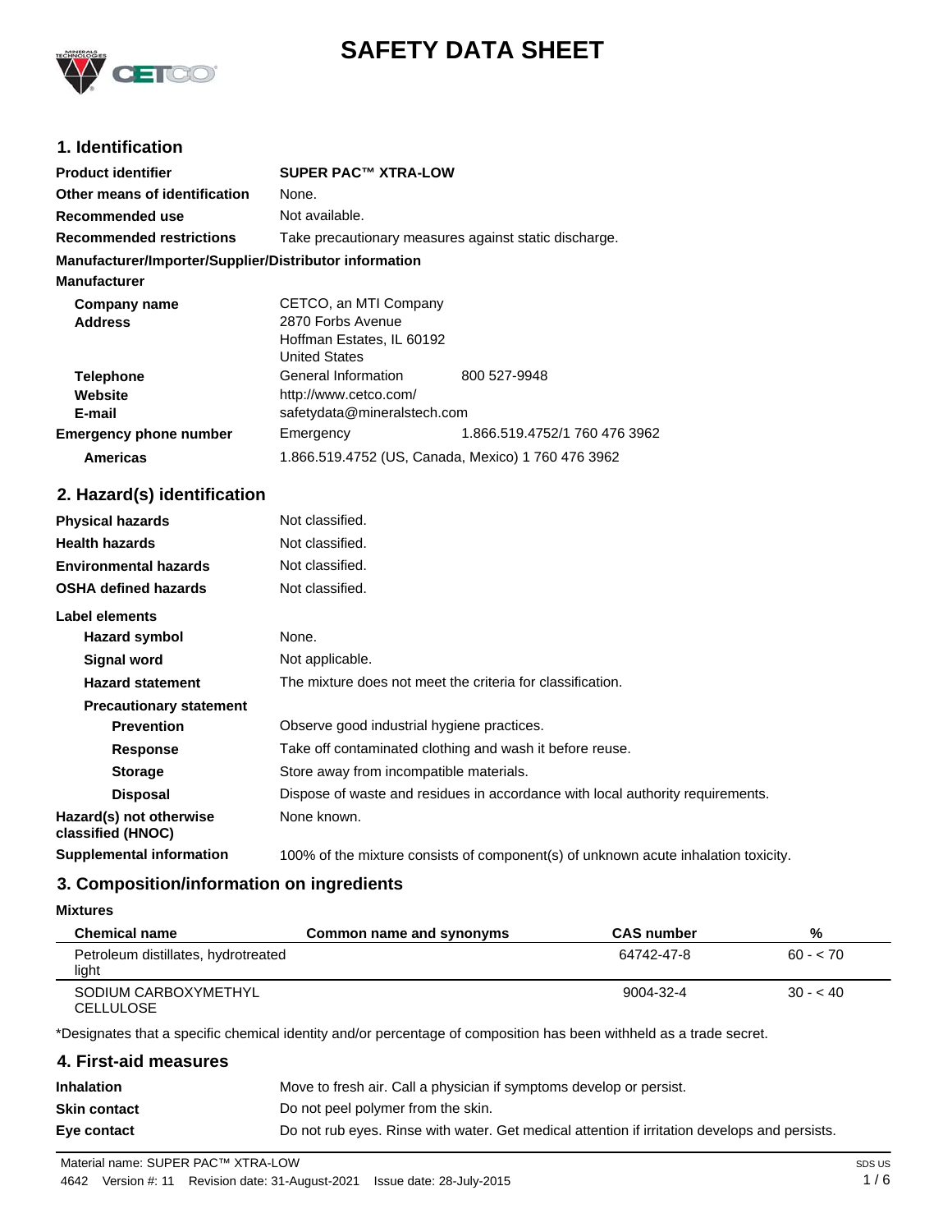# SAFETY DATA SHEET

## 1. Identification

| | | |
|---|---|---|
| **Product identifier** | **SUPER PAC™ XTRA-LOW** | |
| **Other means of identification** | None. | |
| **Recommended use** | Not available. | |
| **Recommended restrictions** | Take precautionary measures against static discharge. | |

**Manufacturer/Importer/Supplier/Distributor information**

**Manufacturer**

| | | |
|---|---|---|
| **Company name** | CETCO, an MTI Company | |
| **Address** | 2870 Forbs Avenue<br>Hoffman Estates, IL 60192<br>United States | |
| **Telephone** | General Information | 800 527-9948 |
| **Website** | http://www.cetco.com/ | |
| **E-mail** | safetydata@mineralstech.com | |
| **Emergency phone number** | Emergency | 1.866.519.4752/1 760 476 3962 |
| **Americas** | 1.866.519.4752 (US, Canada, Mexico) 1 760 476 3962 | |

## 2. Hazard(s) identification

| | |
|---|---|
| **Physical hazards** | Not classified. |
| **Health hazards** | Not classified. |
| **Environmental hazards** | Not classified. |
| **OSHA defined hazards** | Not classified. |

**Label elements**

| | |
|---|---|
| **Hazard symbol** | None. |
| **Signal word** | Not applicable. |
| **Hazard statement** | The mixture does not meet the criteria for classification. |
| **Precautionary statement** | |
| **Prevention** | Observe good industrial hygiene practices. |
| **Response** | Take off contaminated clothing and wash it before reuse. |
| **Storage** | Store away from incompatible materials. |
| **Disposal** | Dispose of waste and residues in accordance with local authority requirements. |
| **Hazard(s) not otherwise classified (HNOC)** | None known. |
| **Supplemental information** | 100% of the mixture consists of component(s) of unknown acute inhalation toxicity. |

## 3. Composition/information on ingredients

**Mixtures**

| Chemical name | Common name and synonyms | CAS number | % |
|---|---|---|---|
| Petroleum distillates, hydrotreated light | | 64742-47-8 | 60 - < 70 |
| SODIUM CARBOXYMETHYL CELLULOSE | | 9004-32-4 | 30 - < 40 |

*Designates that a specific chemical identity and/or percentage of composition has been withheld as a trade secret.

## 4. First-aid measures

| | |
|---|---|
| **Inhalation** | Move to fresh air. Call a physician if symptoms develop or persist. |
| **Skin contact** | Do not peel polymer from the skin. |
| **Eye contact** | Do not rub eyes. Rinse with water. Get medical attention if irritation develops and persists. |

Material name: SUPER PAC™ XTRA-LOW

4642 Version #: 11 Revision date: 31-August-2021 Issue date: 28-July-2015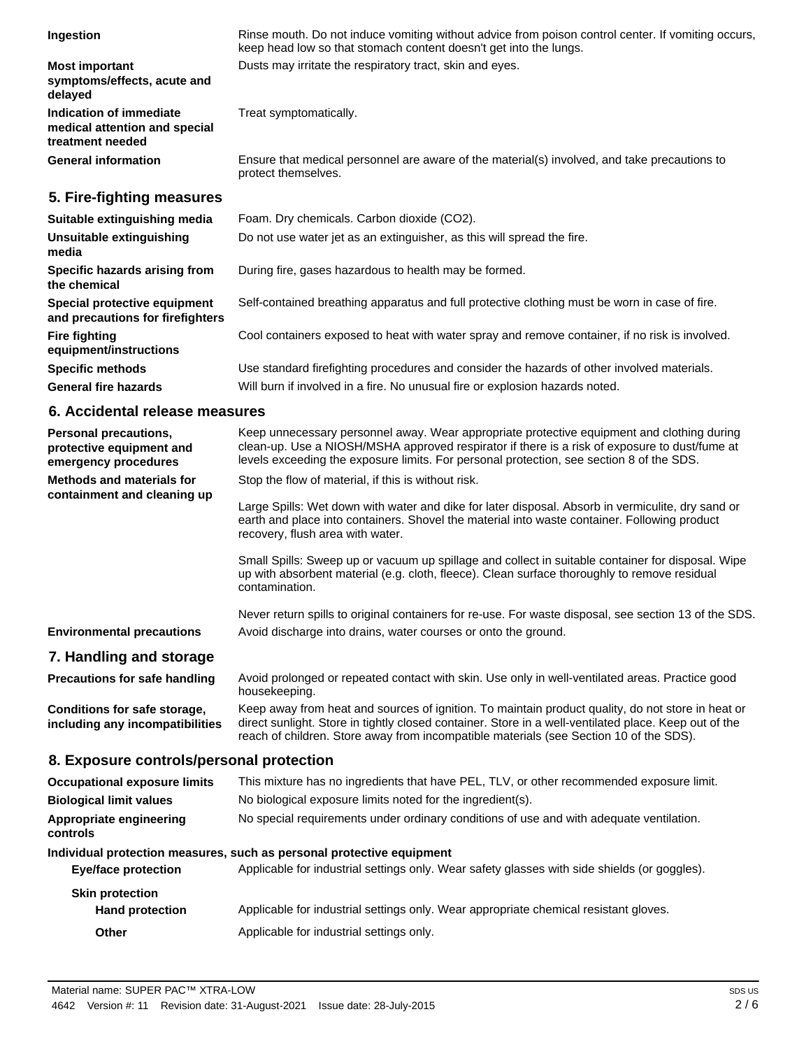| | |
|---|---|
| **Ingestion** | Rinse mouth. Do not induce vomiting without advice from poison control center. If vomiting occurs, keep head low so that stomach content doesn't get into the lungs. |
| **Most important symptoms/effects, acute and delayed** | Dusts may irritate the respiratory tract, skin and eyes. |
| **Indication of immediate medical attention and special treatment needed** | Treat symptomatically. |
| **General information** | Ensure that medical personnel are aware of the material(s) involved, and take precautions to protect themselves. |

## 5. Fire-fighting measures

| | |
|---|---|
| **Suitable extinguishing media** | Foam. Dry chemicals. Carbon dioxide ($CO_2$). |
| **Unsuitable extinguishing media** | Do not use water jet as an extinguisher, as this will spread the fire. |
| **Specific hazards arising from the chemical** | During fire, gases hazardous to health may be formed. |
| **Special protective equipment and precautions for firefighters** | Self-contained breathing apparatus and full protective clothing must be worn in case of fire. |
| **Fire fighting equipment/instructions** | Cool containers exposed to heat with water spray and remove container, if no risk is involved. |
| **Specific methods** | Use standard firefighting procedures and consider the hazards of other involved materials. |
| **General fire hazards** | Will burn if involved in a fire. No unusual fire or explosion hazards noted. |

## 6. Accidental release measures

| | |
|---|---|
| **Personal precautions, protective equipment and emergency procedures** | Keep unnecessary personnel away. Wear appropriate protective equipment and clothing during clean-up. Use a NIOSH/MSHA approved respirator if there is a risk of exposure to dust/fume at levels exceeding the exposure limits. For personal protection, see section 8 of the SDS. |
| **Methods and materials for containment and cleaning up** | Stop the flow of material, if this is without risk.<br><br>Large Spills: Wet down with water and dike for later disposal. Absorb in vermiculite, dry sand or earth and place into containers. Shovel the material into waste container. Following product recovery, flush area with water.<br><br>Small Spills: Sweep up or vacuum up spillage and collect in suitable container for disposal. Wipe up with absorbent material (e.g. cloth, fleece). Clean surface thoroughly to remove residual contamination.<br><br>Never return spills to original containers for re-use. For waste disposal, see section 13 of the SDS. |
| **Environmental precautions** | Avoid discharge into drains, water courses or onto the ground. |

## 7. Handling and storage

| | |
|---|---|
| **Precautions for safe handling** | Avoid prolonged or repeated contact with skin. Use only in well-ventilated areas. Practice good housekeeping. |
| **Conditions for safe storage, including any incompatibilities** | Keep away from heat and sources of ignition. To maintain product quality, do not store in heat or direct sunlight. Store in tightly closed container. Store in a well-ventilated place. Keep out of the reach of children. Store away from incompatible materials (see Section 10 of the SDS). |

## 8. Exposure controls/personal protection

| | |
|---|---|
| **Occupational exposure limits** | This mixture has no ingredients that have PEL, TLV, or other recommended exposure limit. |
| **Biological limit values** | No biological exposure limits noted for the ingredient(s). |
| **Appropriate engineering controls** | No special requirements under ordinary conditions of use and with adequate ventilation. |

**Individual protection measures, such as personal protective equipment**

| | |
|---|---|
| **Eye/face protection** | Applicable for industrial settings only. Wear safety glasses with side shields (or goggles). |
| **Skin protection** | |
| **Hand protection** | Applicable for industrial settings only. Wear appropriate chemical resistant gloves. |
| **Other** | Applicable for industrial settings only. |

Material name: SUPER PAC™ XTRA-LOW
4642 Version #: 11 Revision date: 31-August-2021 Issue date: 28-July-2015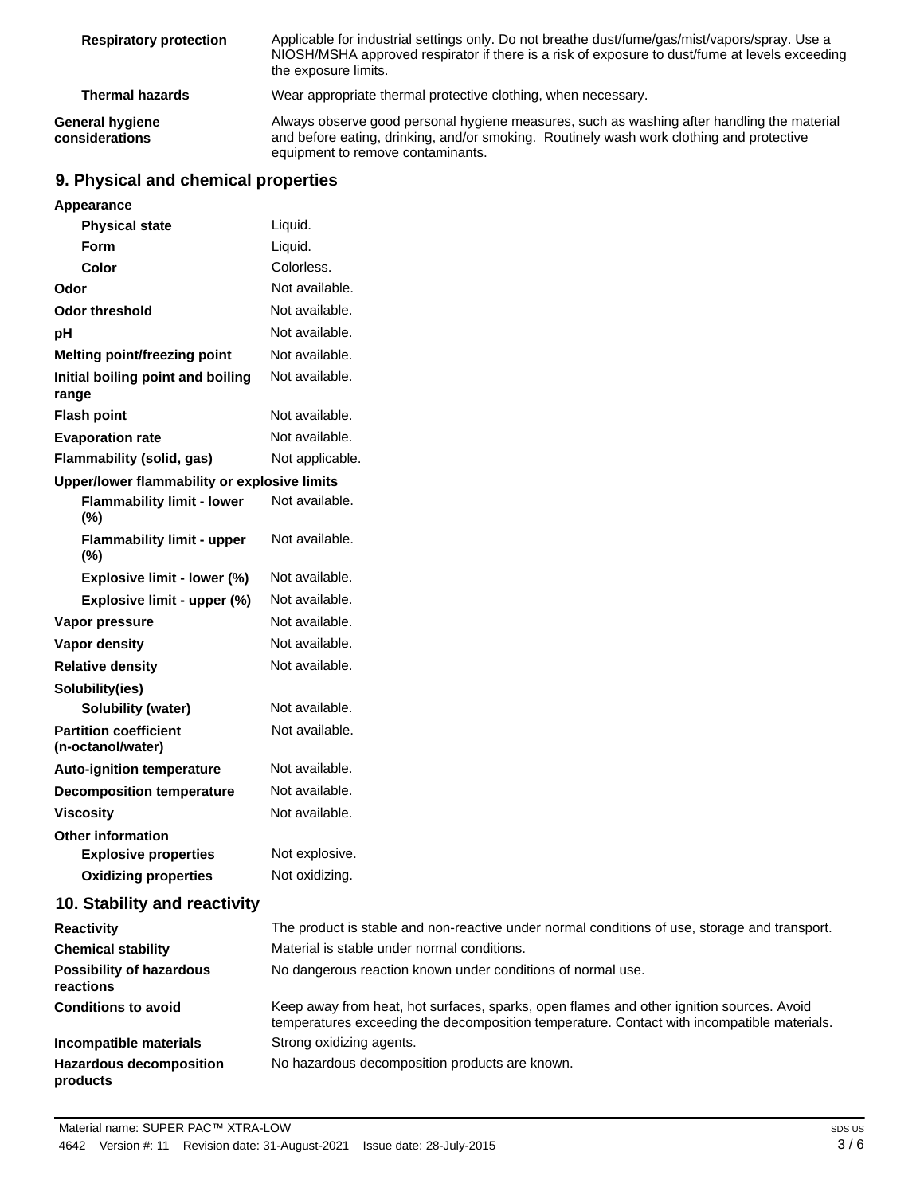| | |
|---|---|
| **Respiratory protection** | Applicable for industrial settings only. Do not breathe dust/fume/gas/mist/vapors/spray. Use a NIOSH/MSHA approved respirator if there is a risk of exposure to dust/fume at levels exceeding the exposure limits. |
| **Thermal hazards** | Wear appropriate thermal protective clothing, when necessary. |
| **General hygiene considerations** | Always observe good personal hygiene measures, such as washing after handling the material and before eating, drinking, and/or smoking. Routinely wash work clothing and protective equipment to remove contaminants. |

## 9. Physical and chemical properties

| | |
|---|---|
| **Appearance** | |
| **Physical state** | Liquid. |
| **Form** | Liquid. |
| **Color** | Colorless. |
| **Odor** | Not available. |
| **Odor threshold** | Not available. |
| **pH** | Not available. |
| **Melting point/freezing point** | Not available. |
| **Initial boiling point and boiling range** | Not available. |
| **Flash point** | Not available. |
| **Evaporation rate** | Not available. |
| **Flammability (solid, gas)** | Not applicable. |
| **Upper/lower flammability or explosive limits** | |
| **Flammability limit - lower (%)** | Not available. |
| **Flammability limit - upper (%)** | Not available. |
| **Explosive limit - lower (%)** | Not available. |
| **Explosive limit - upper (%)** | Not available. |
| **Vapor pressure** | Not available. |
| **Vapor density** | Not available. |
| **Relative density** | Not available. |
| **Solubility(ies)** | |
| **Solubility (water)** | Not available. |
| **Partition coefficient (n-octanol/water)** | Not available. |
| **Auto-ignition temperature** | Not available. |
| **Decomposition temperature** | Not available. |
| **Viscosity** | Not available. |
| **Other information** | |
| **Explosive properties** | Not explosive. |
| **Oxidizing properties** | Not oxidizing. |

## 10. Stability and reactivity

| | |
|---|---|
| **Reactivity** | The product is stable and non-reactive under normal conditions of use, storage and transport. |
| **Chemical stability** | Material is stable under normal conditions. |
| **Possibility of hazardous reactions** | No dangerous reaction known under conditions of normal use. |
| **Conditions to avoid** | Keep away from heat, hot surfaces, sparks, open flames and other ignition sources. Avoid temperatures exceeding the decomposition temperature. Contact with incompatible materials. |
| **Incompatible materials** | Strong oxidizing agents. |
| **Hazardous decomposition products** | No hazardous decomposition products are known. |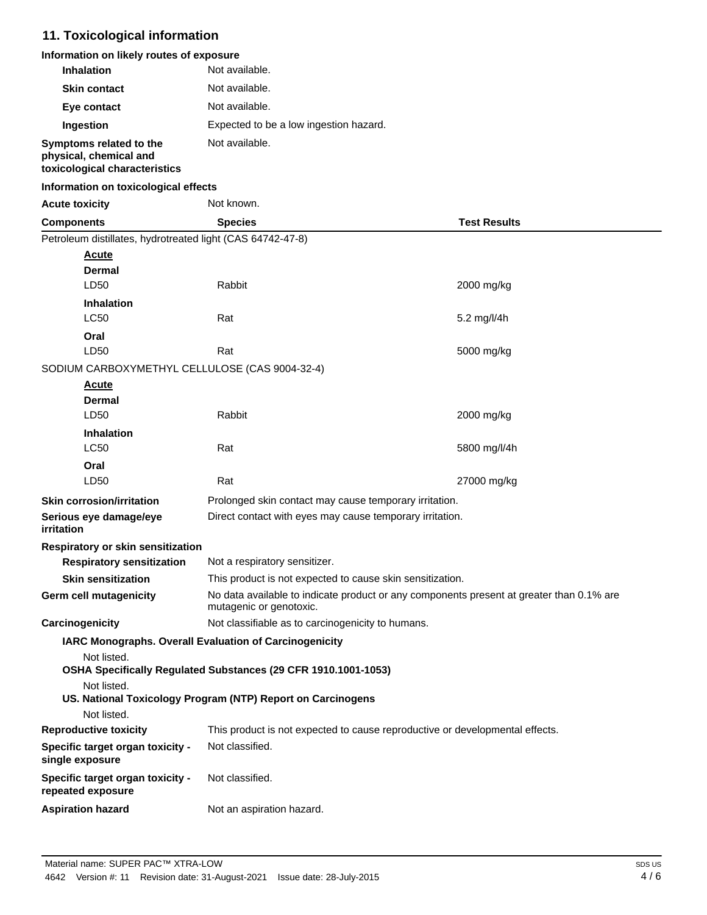## 11. Toxicological information

**Information on likely routes of exposure**

| | |
|---|---|
| **Inhalation** | Not available. |
| **Skin contact** | Not available. |
| **Eye contact** | Not available. |
| **Ingestion** | Expected to be a low ingestion hazard. |
| **Symptoms related to the physical, chemical and toxicological characteristics** | Not available. |

**Information on toxicological effects**

**Acute toxicity** Not known.

| Components | Species | Test Results |
|---|---|---|
| Petroleum distillates, hydrotreated light (CAS 64742-47-8) | | |
| ***Acute*** | | |
| **Dermal** | | |
| LD50 | Rabbit | 2000 mg/kg |
| **Inhalation** | | |
| LC50 | Rat | 5.2 mg/l/4h |
| **Oral** | | |
| LD50 | Rat | 5000 mg/kg |
| SODIUM CARBOXYMETHYL CELLULOSE (CAS 9004-32-4) | | |
| ***Acute*** | | |
| **Dermal** | | |
| LD50 | Rabbit | 2000 mg/kg |
| **Inhalation** | | |
| LC50 | Rat | 5800 mg/l/4h |
| **Oral** | | |
| LD50 | Rat | 27000 mg/kg |

| | |
|---|---|
| **Skin corrosion/irritation** | Prolonged skin contact may cause temporary irritation. |
| **Serious eye damage/eye irritation** | Direct contact with eyes may cause temporary irritation. |

**Respiratory or skin sensitization**

| | |
|---|---|
| **Respiratory sensitization** | Not a respiratory sensitizer. |
| **Skin sensitization** | This product is not expected to cause skin sensitization. |
| **Germ cell mutagenicity** | No data available to indicate product or any components present at greater than 0.1% are mutagenic or genotoxic. |
| **Carcinogenicity** | Not classifiable as to carcinogenicity to humans. |

**IARC Monographs. Overall Evaluation of Carcinogenicity**

Not listed.

**OSHA Specifically Regulated Substances (29 CFR 1910.1001-1053)**

Not listed.

**US. National Toxicology Program (NTP) Report on Carcinogens**

Not listed.

| | |
|---|---|
| **Reproductive toxicity** | This product is not expected to cause reproductive or developmental effects. |
| **Specific target organ toxicity - single exposure** | Not classified. |
| **Specific target organ toxicity - repeated exposure** | Not classified. |
| **Aspiration hazard** | Not an aspiration hazard. |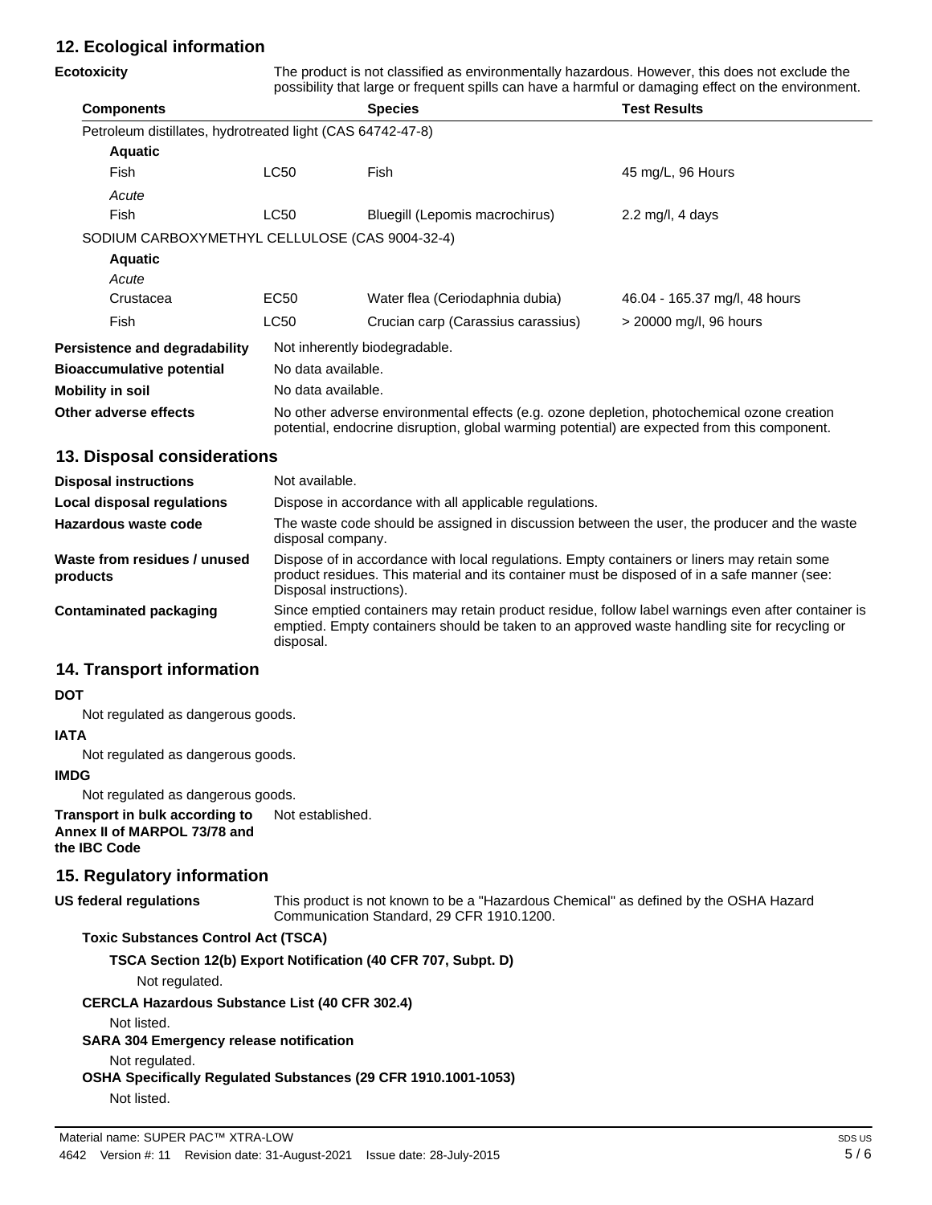## 12. Ecological information

**Ecotoxicity** The product is not classified as environmentally hazardous. However, this does not exclude the possibility that large or frequent spills can have a harmful or damaging effect on the environment.

| Components | | Species | Test Results |
|---|---|---|---|
| Petroleum distillates, hydrotreated light (CAS 64742-47-8) | | | |
| **Aquatic** | | | |
| Fish | LC50 | Fish | 45 mg/L, 96 Hours |
| *Acute* | | | |
| Fish | LC50 | Bluegill (Lepomis macrochirus) | 2.2 mg/l, 4 days |
| SODIUM CARBOXYMETHYL CELLULOSE (CAS 9004-32-4) | | | |
| **Aquatic** | | | |
| *Acute* | | | |
| Crustacea | EC50 | Water flea (Ceriodaphnia dubia) | 46.04 - 165.37 mg/l, 48 hours |
| Fish | LC50 | Crucian carp (Carassius carassius) | > 20000 mg/l, 96 hours |

**Persistence and degradability** Not inherently biodegradable.

**Bioaccumulative potential** No data available.

**Mobility in soil** No data available.

**Other adverse effects** No other adverse environmental effects (e.g. ozone depletion, photochemical ozone creation potential, endocrine disruption, global warming potential) are expected from this component.

## 13. Disposal considerations

**Disposal instructions** Not available.

**Local disposal regulations** Dispose in accordance with all applicable regulations.

**Hazardous waste code** The waste code should be assigned in discussion between the user, the producer and the waste disposal company.

**Waste from residues / unused products** Dispose of in accordance with local regulations. Empty containers or liners may retain some product residues. This material and its container must be disposed of in a safe manner (see: Disposal instructions).

**Contaminated packaging** Since emptied containers may retain product residue, follow label warnings even after container is emptied. Empty containers should be taken to an approved waste handling site for recycling or disposal.

## 14. Transport information

**DOT**

Not regulated as dangerous goods.

**IATA**

Not regulated as dangerous goods.

**IMDG**

Not regulated as dangerous goods.

**Transport in bulk according to Annex II of MARPOL 73/78 and the IBC Code** Not established.

## 15. Regulatory information

**US federal regulations** This product is not known to be a "Hazardous Chemical" as defined by the OSHA Hazard Communication Standard, 29 CFR 1910.1200.

**Toxic Substances Control Act (TSCA)**

**TSCA Section 12(b) Export Notification (40 CFR 707, Subpt. D)**

Not regulated.

**CERCLA Hazardous Substance List (40 CFR 302.4)**

Not listed.

**SARA 304 Emergency release notification**

Not regulated.

**OSHA Specifically Regulated Substances (29 CFR 1910.1001-1053)**

Not listed.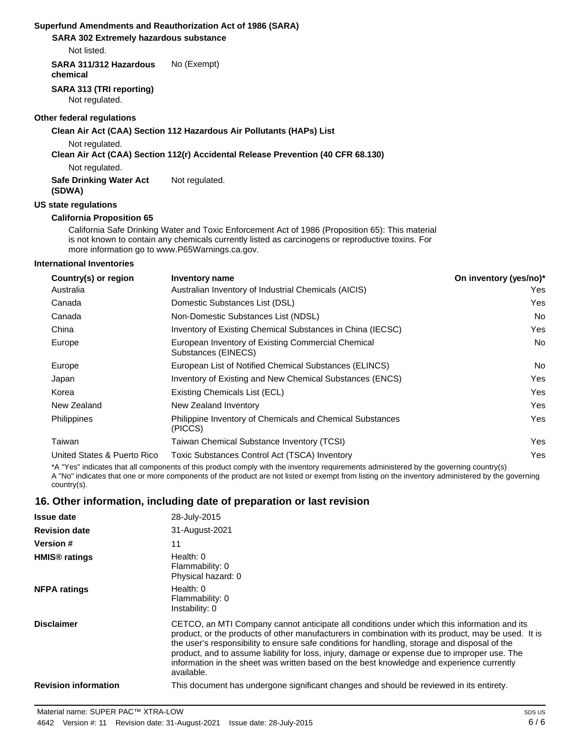**Superfund Amendments and Reauthorization Act of 1986 (SARA)**

**SARA 302 Extremely hazardous substance**

Not listed.

**SARA 311/312 Hazardous chemical** No (Exempt)

**SARA 313 (TRI reporting)**

Not regulated.

**Other federal regulations**

**Clean Air Act (CAA) Section 112 Hazardous Air Pollutants (HAPs) List**

Not regulated.

**Clean Air Act (CAA) Section 112(r) Accidental Release Prevention (40 CFR 68.130)**

Not regulated.

**Safe Drinking Water Act (SDWA)** Not regulated.

**US state regulations**

**California Proposition 65**

California Safe Drinking Water and Toxic Enforcement Act of 1986 (Proposition 65): This material is not known to contain any chemicals currently listed as carcinogens or reproductive toxins. For more information go to www.P65Warnings.ca.gov.

**International Inventories**

| Country(s) or region | Inventory name | On inventory (yes/no)* |
|---|---|---|
| Australia | Australian Inventory of Industrial Chemicals (AICIS) | Yes |
| Canada | Domestic Substances List (DSL) | Yes |
| Canada | Non-Domestic Substances List (NDSL) | No |
| China | Inventory of Existing Chemical Substances in China (IECSC) | Yes |
| Europe | European Inventory of Existing Commercial Chemical Substances (EINECS) | No |
| Europe | European List of Notified Chemical Substances (ELINCS) | No |
| Japan | Inventory of Existing and New Chemical Substances (ENCS) | Yes |
| Korea | Existing Chemicals List (ECL) | Yes |
| New Zealand | New Zealand Inventory | Yes |
| Philippines | Philippine Inventory of Chemicals and Chemical Substances (PICCS) | Yes |
| Taiwan | Taiwan Chemical Substance Inventory (TCSI) | Yes |
| United States & Puerto Rico | Toxic Substances Control Act (TSCA) Inventory | Yes |

*A "Yes" indicates that all components of this product comply with the inventory requirements administered by the governing country(s)
A "No" indicates that one or more components of the product are not listed or exempt from listing on the inventory administered by the governing country(s).

## 16. Other information, including date of preparation or last revision

| | |
|---|---|
| **Issue date** | 28-July-2015 |
| **Revision date** | 31-August-2021 |
| **Version #** | 11 |
| **HMIS® ratings** | Health: 0<br>Flammability: 0<br>Physical hazard: 0 |
| **NFPA ratings** | Health: 0<br>Flammability: 0<br>Instability: 0 |
| **Disclaimer** | CETCO, an MTI Company cannot anticipate all conditions under which this information and its product, or the products of other manufacturers in combination with its product, may be used. It is the user's responsibility to ensure safe conditions for handling, storage and disposal of the product, and to assume liability for loss, injury, damage or expense due to improper use. The information in the sheet was written based on the best knowledge and experience currently available. |
| **Revision information** | This document has undergone significant changes and should be reviewed in its entirety. |

Material name: SUPER PAC™ XTRA-LOW
4642 Version #: 11 Revision date: 31-August-2021 Issue date: 28-July-2015